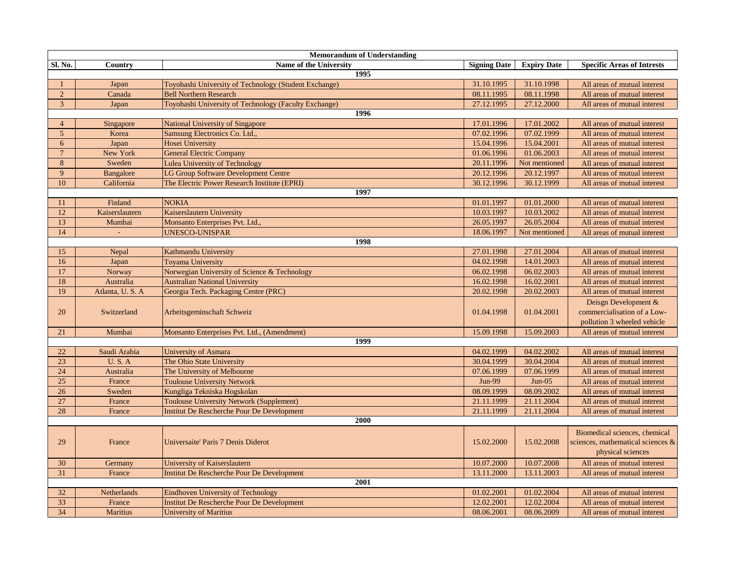| Memorandum of Understanding | | | | | |
|---|---|---|---|---|---|
| Sl. No. | Country | Name of the University | Signing Date | Expiry Date | Specific Areas of Intrests |
| **1995** | | | | | |
| 1 | Japan | Toyohashi University of Technology (Student Exchange) | 31.10.1995 | 31.10.1998 | All areas of mutual interest |
| 2 | Canada | Bell Northern Research | 08.11.1995 | 08.11.1998 | All areas of mutual interest |
| 3 | Japan | Toyohashi University of Technology (Faculty Exchange) | 27.12.1995 | 27.12.2000 | All areas of mutual interest |
| **1996** | | | | | |
| 4 | Singapore | National University of Singapore | 17.01.1996 | 17.01.2002 | All areas of mutual interest |
| 5 | Korea | Samsung Electronics Co. Ltd., | 07.02.1996 | 07.02.1999 | All areas of mutual interest |
| 6 | Japan | Hosei University | 15.04.1996 | 15.04.2001 | All areas of mutual interest |
| 7 | New York | General Electric Company | 01.06.1996 | 01.06.2003 | All areas of mutual interest |
| 8 | Sweden | Lulea University of Technology | 20.11.1996 | Not mentioned | All areas of mutual interest |
| 9 | Bangalore | LG Group Software Development Centre | 20.12.1996 | 20.12.1997 | All areas of mutual interest |
| 10 | California | The Electric Power Research Institute (EPRI) | 30.12.1996 | 30.12.1999 | All areas of mutual interest |
| **1997** | | | | | |
| 11 | Finland | NOKIA | 01.01.1997 | 01.01.2000 | All areas of mutual interest |
| 12 | Kaiserslautern | Kaiserslautern University | 10.03.1997 | 10.03.2002 | All areas of mutual interest |
| 13 | Mumbai | Monsanto Enterprises Pvt. Ltd., | 26.05.1997 | 26.05.2004 | All areas of mutual interest |
| 14 | - | UNESCO-UNISPAR | 18.06.1997 | Not mentioned | All areas of mutual interest |
| **1998** | | | | | |
| 15 | Nepal | Kathmandu University | 27.01.1998 | 27.01.2004 | All areas of mutual interest |
| 16 | Japan | Toyama University | 04.02.1998 | 14.01.2003 | All areas of mutual interest |
| 17 | Norway | Norwegian University of Science & Technology | 06.02.1998 | 06.02.2003 | All areas of mutual interest |
| 18 | Australia | Australian National University | 16.02.1998 | 16.02.2001 | All areas of mutual interest |
| 19 | Atlanta, U. S. A | Georgia Tech. Packaging Centre (PRC) | 20.02.1998 | 20.02.2003 | All areas of mutual interest |
| 20 | Switzerland | Arbeitsgeminschaft Schweiz | 01.04.1998 | 01.04.2001 | Deisgn Development & commercialisation of a Low-pollution 3 wheeled vehicle |
| 21 | Mumbai | Monsanto Enterprises Pvt. Ltd., (Amendment) | 15.09.1998 | 15.09.2003 | All areas of mutual interest |
| **1999** | | | | | |
| 22 | Saudi Arabia | University of Asmara | 04.02.1999 | 04.02.2002 | All areas of mutual interest |
| 23 | U. S. A | The Ohio State University | 30.04.1999 | 30.04.2004 | All areas of mutual interest |
| 24 | Australia | The University of Melbourne | 07.06.1999 | 07.06.1999 | All areas of mutual interest |
| 25 | France | Toulouse University Network | Jun-99 | Jun-05 | All areas of mutual interest |
| 26 | Sweden | Kungliga Tekniska Hogskolan | 08.09.1999 | 08.09.2002 | All areas of mutual interest |
| 27 | France | Toulouse University Network (Supplement) | 21.11.1999 | 21.11.2004 | All areas of mutual interest |
| 28 | France | Institut De Rescherche Pour De Development | 21.11.1999 | 21.11.2004 | All areas of mutual interest |
| **2000** | | | | | |
| 29 | France | Universaite' Paris 7 Denis Diderot | 15.02.2000 | 15.02.2008 | Biomedical sciences, chemical sciences, mathematical sciences & physical sciences |
| 30 | Germany | University of Kaiserslautern | 10.07.2000 | 10.07.2008 | All areas of mutual interest |
| 31 | France | Institut De Rescherche Pour De Development | 13.11.2000 | 13.11.2003 | All areas of mutual interest |
| **2001** | | | | | |
| 32 | Netherlands | Eindhoven University of Technology | 01.02.2001 | 01.02.2004 | All areas of mutual interest |
| 33 | France | Institut De Rescherche Pour De Development | 12.02.2001 | 12.02.2004 | All areas of mutual interest |
| 34 | Maritius | University of Maritius | 08.06.2001 | 08.06.2009 | All areas of mutual interest |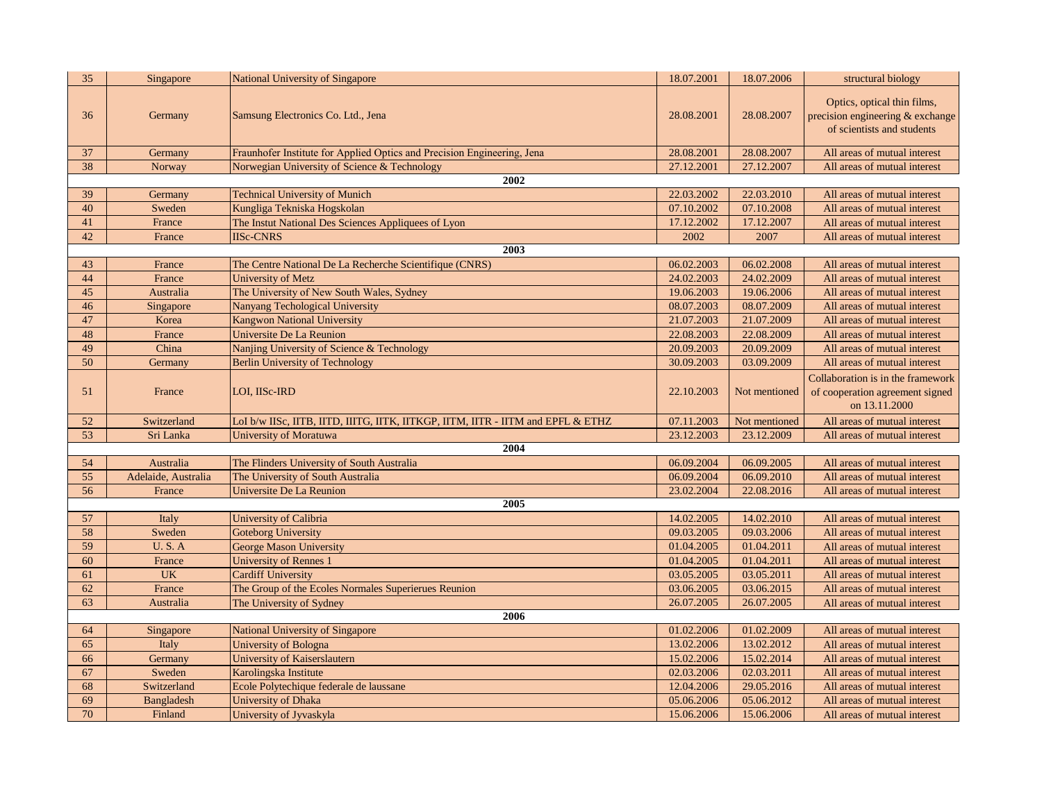| 35 | Singapore | National University of Singapore | 18.07.2001 | 18.07.2006 | structural biology |
|---|---|---|---|---|---|
| 36 | Germany | Samsung Electronics Co. Ltd., Jena | 28.08.2001 | 28.08.2007 | Optics, optical thin films, precision engineering & exchange of scientists and students |
| 37 | Germany | Fraunhofer Institute for Applied Optics and Precision Engineering, Jena | 28.08.2001 | 28.08.2007 | All areas of mutual interest |
| 38 | Norway | Norwegian University of Science & Technology | 27.12.2001 | 27.12.2007 | All areas of mutual interest |
| | | **2002** | | | |
| 39 | Germany | Technical University of Munich | 22.03.2002 | 22.03.2010 | All areas of mutual interest |
| 40 | Sweden | Kungliga Tekniska Hogskolan | 07.10.2002 | 07.10.2008 | All areas of mutual interest |
| 41 | France | The Instut National Des Sciences Appliquees of Lyon | 17.12.2002 | 17.12.2007 | All areas of mutual interest |
| 42 | France | IISc-CNRS | 2002 | 2007 | All areas of mutual interest |
| | | **2003** | | | |
| 43 | France | The Centre National De La Recherche Scientifique (CNRS) | 06.02.2003 | 06.02.2008 | All areas of mutual interest |
| 44 | France | University of Metz | 24.02.2003 | 24.02.2009 | All areas of mutual interest |
| 45 | Australia | The University of New South Wales, Sydney | 19.06.2003 | 19.06.2006 | All areas of mutual interest |
| 46 | Singapore | Nanyang Techological University | 08.07.2003 | 08.07.2009 | All areas of mutual interest |
| 47 | Korea | Kangwon National University | 21.07.2003 | 21.07.2009 | All areas of mutual interest |
| 48 | France | Universite De La Reunion | 22.08.2003 | 22.08.2009 | All areas of mutual interest |
| 49 | China | Nanjing University of Science & Technology | 20.09.2003 | 20.09.2009 | All areas of mutual interest |
| 50 | Germany | Berlin University of Technology | 30.09.2003 | 03.09.2009 | All areas of mutual interest |
| 51 | France | LOI, IISc-IRD | 22.10.2003 | Not mentioned | Collaboration is in the framework of cooperation agreement signed on 13.11.2000 |
| 52 | Switzerland | LoI b/w IISc, IITB, IITD, IIITG, IITK, IITKGP, IITM, IITR - IITM and EPFL & ETHZ | 07.11.2003 | Not mentioned | All areas of mutual interest |
| 53 | Sri Lanka | University of Moratuwa | 23.12.2003 | 23.12.2009 | All areas of mutual interest |
| | | **2004** | | | |
| 54 | Australia | The Flinders University of South Australia | 06.09.2004 | 06.09.2005 | All areas of mutual interest |
| 55 | Adelaide, Australia | The University of South Australia | 06.09.2004 | 06.09.2010 | All areas of mutual interest |
| 56 | France | Universite De La Reunion | 23.02.2004 | 22.08.2016 | All areas of mutual interest |
| | | **2005** | | | |
| 57 | Italy | University of Calibria | 14.02.2005 | 14.02.2010 | All areas of mutual interest |
| 58 | Sweden | Goteborg University | 09.03.2005 | 09.03.2006 | All areas of mutual interest |
| 59 | U. S. A | George Mason University | 01.04.2005 | 01.04.2011 | All areas of mutual interest |
| 60 | France | University of Rennes 1 | 01.04.2005 | 01.04.2011 | All areas of mutual interest |
| 61 | UK | Cardiff University | 03.05.2005 | 03.05.2011 | All areas of mutual interest |
| 62 | France | The Group of the Ecoles Normales Superierues Reunion | 03.06.2005 | 03.06.2015 | All areas of mutual interest |
| 63 | Australia | The University of Sydney | 26.07.2005 | 26.07.2005 | All areas of mutual interest |
| | | **2006** | | | |
| 64 | Singapore | National University of Singapore | 01.02.2006 | 01.02.2009 | All areas of mutual interest |
| 65 | Italy | University of Bologna | 13.02.2006 | 13.02.2012 | All areas of mutual interest |
| 66 | Germany | University of Kaiserslautern | 15.02.2006 | 15.02.2014 | All areas of mutual interest |
| 67 | Sweden | Karolingska Institute | 02.03.2006 | 02.03.2011 | All areas of mutual interest |
| 68 | Switzerland | Ecole Polytechique federale de laussane | 12.04.2006 | 29.05.2016 | All areas of mutual interest |
| 69 | Bangladesh | University of Dhaka | 05.06.2006 | 05.06.2012 | All areas of mutual interest |
| 70 | Finland | University of Jyvaskyla | 15.06.2006 | 15.06.2006 | All areas of mutual interest |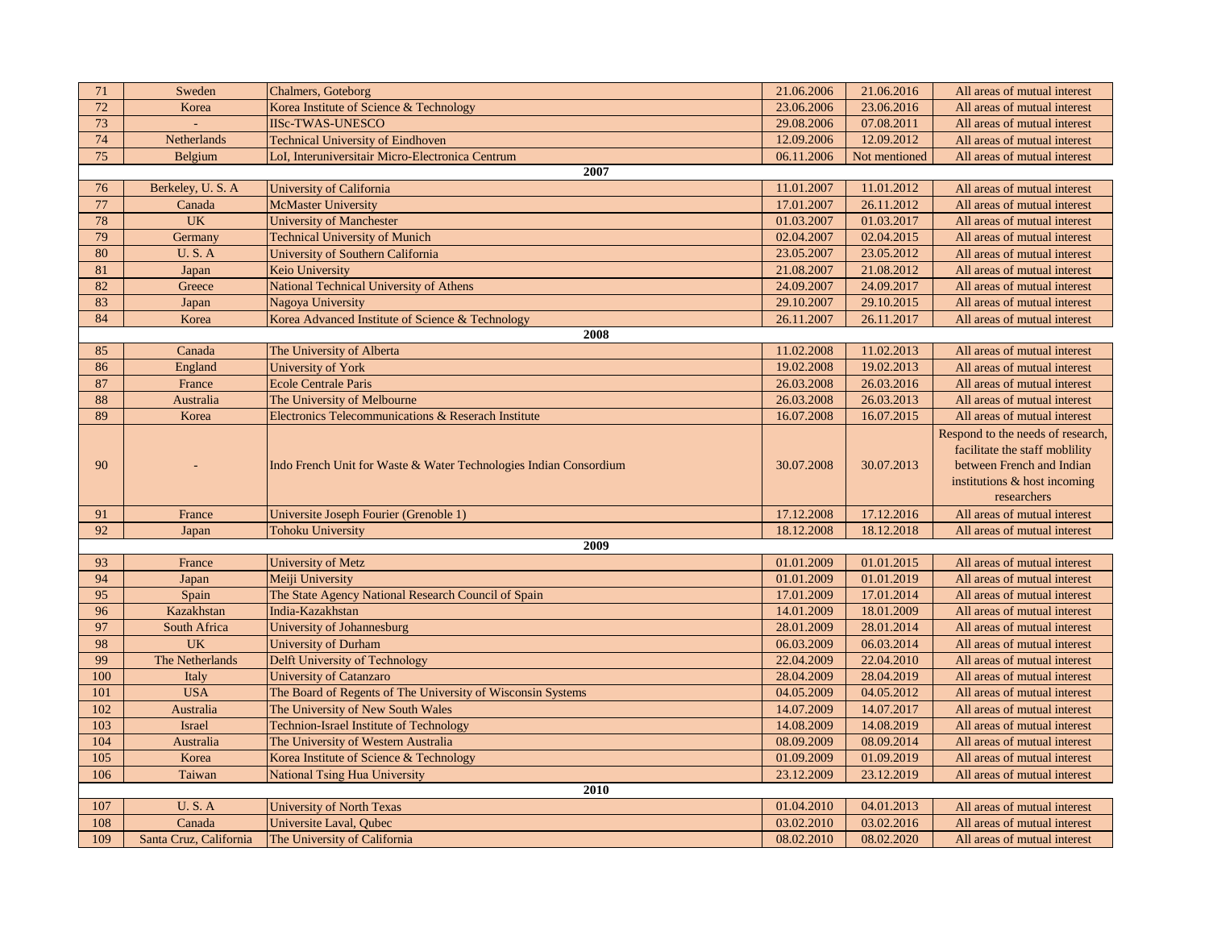| | | | | | |
|---|---|---|---|---|---|
| 71 | Sweden | Chalmers, Goteborg | 21.06.2006 | 21.06.2016 | All areas of mutual interest |
| 72 | Korea | Korea Institute of Science & Technology | 23.06.2006 | 23.06.2016 | All areas of mutual interest |
| 73 | - | IISc-TWAS-UNESCO | 29.08.2006 | 07.08.2011 | All areas of mutual interest |
| 74 | Netherlands | Technical University of Eindhoven | 12.09.2006 | 12.09.2012 | All areas of mutual interest |
| 75 | Belgium | LoI, Interuniversitair Micro-Electronica Centrum | 06.11.2006 | Not mentioned | All areas of mutual interest |
| | | **2007** | | | |
| 76 | Berkeley, U. S. A | University of California | 11.01.2007 | 11.01.2012 | All areas of mutual interest |
| 77 | Canada | McMaster University | 17.01.2007 | 26.11.2012 | All areas of mutual interest |
| 78 | UK | University of Manchester | 01.03.2007 | 01.03.2017 | All areas of mutual interest |
| 79 | Germany | Technical University of Munich | 02.04.2007 | 02.04.2015 | All areas of mutual interest |
| 80 | U. S. A | University of Southern California | 23.05.2007 | 23.05.2012 | All areas of mutual interest |
| 81 | Japan | Keio University | 21.08.2007 | 21.08.2012 | All areas of mutual interest |
| 82 | Greece | National Technical University of Athens | 24.09.2007 | 24.09.2017 | All areas of mutual interest |
| 83 | Japan | Nagoya University | 29.10.2007 | 29.10.2015 | All areas of mutual interest |
| 84 | Korea | Korea Advanced Institute of Science & Technology | 26.11.2007 | 26.11.2017 | All areas of mutual interest |
| | | **2008** | | | |
| 85 | Canada | The University of Alberta | 11.02.2008 | 11.02.2013 | All areas of mutual interest |
| 86 | England | University of York | 19.02.2008 | 19.02.2013 | All areas of mutual interest |
| 87 | France | Ecole Centrale Paris | 26.03.2008 | 26.03.2016 | All areas of mutual interest |
| 88 | Australia | The University of Melbourne | 26.03.2008 | 26.03.2013 | All areas of mutual interest |
| 89 | Korea | Electronics Telecommunications & Reserach Institute | 16.07.2008 | 16.07.2015 | All areas of mutual interest |
| 90 | - | Indo French Unit for Waste & Water Technologies Indian Consortium | 30.07.2008 | 30.07.2013 | Respond to the needs of research, facilitate the staff moblility between French and Indian institutions & host incoming researchers |
| 91 | France | Universite Joseph Fourier (Grenoble 1) | 17.12.2008 | 17.12.2016 | All areas of mutual interest |
| 92 | Japan | Tohoku University | 18.12.2008 | 18.12.2018 | All areas of mutual interest |
| | | **2009** | | | |
| 93 | France | University of Metz | 01.01.2009 | 01.01.2015 | All areas of mutual interest |
| 94 | Japan | Meiji University | 01.01.2009 | 01.01.2019 | All areas of mutual interest |
| 95 | Spain | The State Agency National Research Council of Spain | 17.01.2009 | 17.01.2014 | All areas of mutual interest |
| 96 | Kazakhstan | India-Kazakhstan | 14.01.2009 | 18.01.2009 | All areas of mutual interest |
| 97 | South Africa | University of Johannesburg | 28.01.2009 | 28.01.2014 | All areas of mutual interest |
| 98 | UK | University of Durham | 06.03.2009 | 06.03.2014 | All areas of mutual interest |
| 99 | The Netherlands | Delft University of Technology | 22.04.2009 | 22.04.2010 | All areas of mutual interest |
| 100 | Italy | University of Catanzaro | 28.04.2009 | 28.04.2019 | All areas of mutual interest |
| 101 | USA | The Board of Regents of The University of Wisconsin Systems | 04.05.2009 | 04.05.2012 | All areas of mutual interest |
| 102 | Australia | The University of New South Wales | 14.07.2009 | 14.07.2017 | All areas of mutual interest |
| 103 | Israel | Technion-Israel Institute of Technology | 14.08.2009 | 14.08.2019 | All areas of mutual interest |
| 104 | Australia | The University of Western Australia | 08.09.2009 | 08.09.2014 | All areas of mutual interest |
| 105 | Korea | Korea Institute of Science & Technology | 01.09.2009 | 01.09.2019 | All areas of mutual interest |
| 106 | Taiwan | National Tsing Hua University | 23.12.2009 | 23.12.2019 | All areas of mutual interest |
| | | **2010** | | | |
| 107 | U. S. A | University of North Texas | 01.04.2010 | 04.01.2013 | All areas of mutual interest |
| 108 | Canada | Universite Laval, Qubec | 03.02.2010 | 03.02.2016 | All areas of mutual interest |
| 109 | Santa Cruz, California | The University of California | 08.02.2010 | 08.02.2020 | All areas of mutual interest |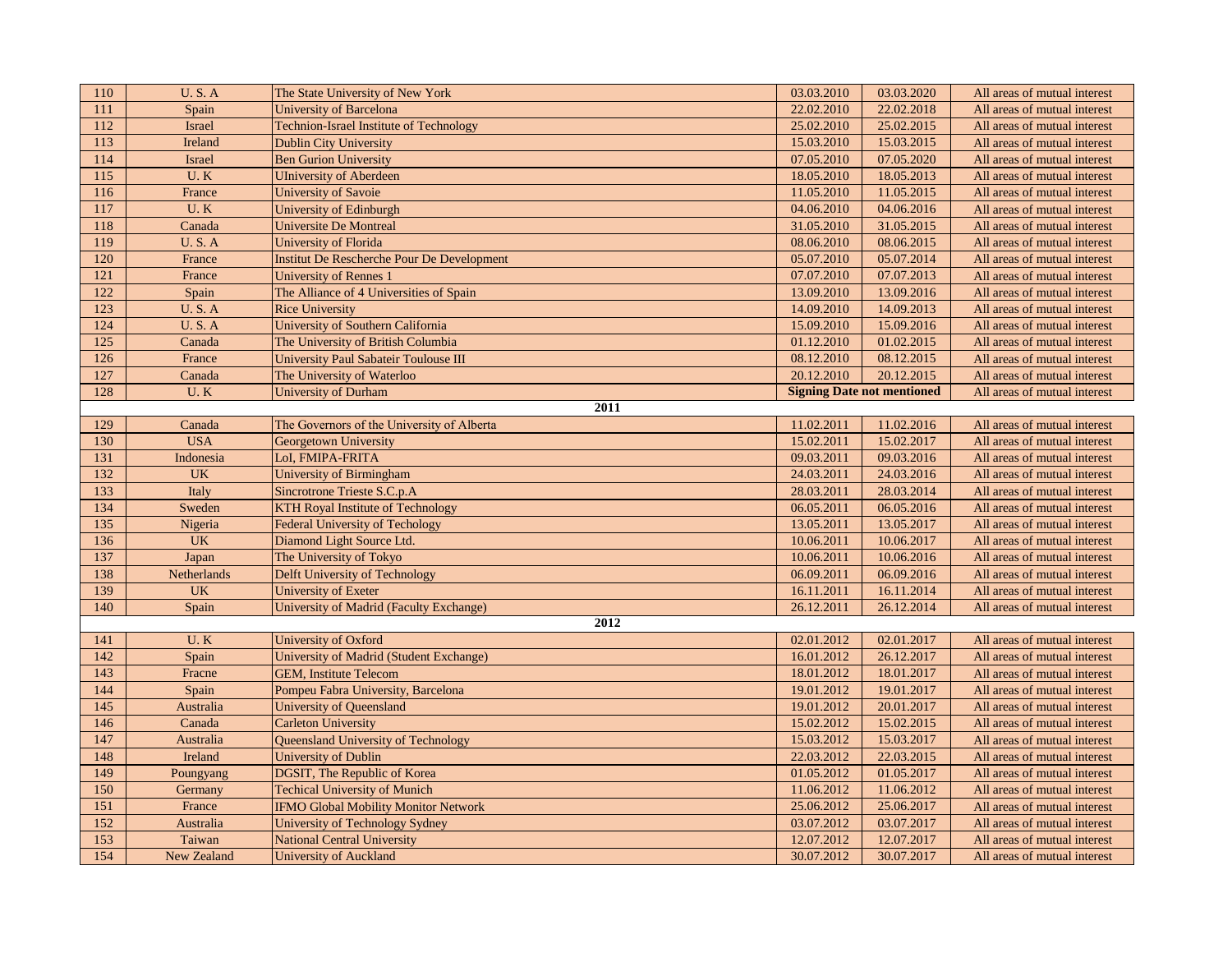| | | | | | |
|---|---|---|---|---|---|
| 110 | U. S. A | The State University of New York | 03.03.2010 | 03.03.2020 | All areas of mutual interest |
| 111 | Spain | University of Barcelona | 22.02.2010 | 22.02.2018 | All areas of mutual interest |
| 112 | Israel | Technion-Israel Institute of Technology | 25.02.2010 | 25.02.2015 | All areas of mutual interest |
| 113 | Ireland | Dublin City University | 15.03.2010 | 15.03.2015 | All areas of mutual interest |
| 114 | Israel | Ben Gurion University | 07.05.2010 | 07.05.2020 | All areas of mutual interest |
| 115 | U. K | UIniversity of Aberdeen | 18.05.2010 | 18.05.2013 | All areas of mutual interest |
| 116 | France | University of Savoie | 11.05.2010 | 11.05.2015 | All areas of mutual interest |
| 117 | U. K | University of Edinburgh | 04.06.2010 | 04.06.2016 | All areas of mutual interest |
| 118 | Canada | Universite De Montreal | 31.05.2010 | 31.05.2015 | All areas of mutual interest |
| 119 | U. S. A | University of Florida | 08.06.2010 | 08.06.2015 | All areas of mutual interest |
| 120 | France | Institut De Rescherche Pour De Development | 05.07.2010 | 05.07.2014 | All areas of mutual interest |
| 121 | France | University of Rennes 1 | 07.07.2010 | 07.07.2013 | All areas of mutual interest |
| 122 | Spain | The Alliance of 4 Universities of Spain | 13.09.2010 | 13.09.2016 | All areas of mutual interest |
| 123 | U. S. A | Rice University | 14.09.2010 | 14.09.2013 | All areas of mutual interest |
| 124 | U. S. A | University of Southern California | 15.09.2010 | 15.09.2016 | All areas of mutual interest |
| 125 | Canada | The University of British Columbia | 01.12.2010 | 01.02.2015 | All areas of mutual interest |
| 126 | France | University Paul Sabateir Toulouse III | 08.12.2010 | 08.12.2015 | All areas of mutual interest |
| 127 | Canada | The University of Waterloo | 20.12.2010 | 20.12.2015 | All areas of mutual interest |
| 128 | U. K | University of Durham | **Signing Date not mentioned** | | All areas of mutual interest |
| | | **2011** | | | |
| 129 | Canada | The Governors of the University of Alberta | 11.02.2011 | 11.02.2016 | All areas of mutual interest |
| 130 | USA | Georgetown University | 15.02.2011 | 15.02.2017 | All areas of mutual interest |
| 131 | Indonesia | LoI, FMIPA-FRITA | 09.03.2011 | 09.03.2016 | All areas of mutual interest |
| 132 | UK | University of Birmingham | 24.03.2011 | 24.03.2016 | All areas of mutual interest |
| 133 | Italy | Sincrotrone Trieste S.C.p.A | 28.03.2011 | 28.03.2014 | All areas of mutual interest |
| 134 | Sweden | KTH Royal Institute of Technology | 06.05.2011 | 06.05.2016 | All areas of mutual interest |
| 135 | Nigeria | Federal University of Techology | 13.05.2011 | 13.05.2017 | All areas of mutual interest |
| 136 | UK | Diamond Light Source Ltd. | 10.06.2011 | 10.06.2017 | All areas of mutual interest |
| 137 | Japan | The University of Tokyo | 10.06.2011 | 10.06.2016 | All areas of mutual interest |
| 138 | Netherlands | Delft University of Technology | 06.09.2011 | 06.09.2016 | All areas of mutual interest |
| 139 | UK | University of Exeter | 16.11.2011 | 16.11.2014 | All areas of mutual interest |
| 140 | Spain | University of Madrid (Faculty Exchange) | 26.12.2011 | 26.12.2014 | All areas of mutual interest |
| | | **2012** | | | |
| 141 | U. K | University of Oxford | 02.01.2012 | 02.01.2017 | All areas of mutual interest |
| 142 | Spain | University of Madrid (Student Exchange) | 16.01.2012 | 26.12.2017 | All areas of mutual interest |
| 143 | Fracne | GEM, Institute Telecom | 18.01.2012 | 18.01.2017 | All areas of mutual interest |
| 144 | Spain | Pompeu Fabra University, Barcelona | 19.01.2012 | 19.01.2017 | All areas of mutual interest |
| 145 | Australia | University of Queensland | 19.01.2012 | 20.01.2017 | All areas of mutual interest |
| 146 | Canada | Carleton University | 15.02.2012 | 15.02.2015 | All areas of mutual interest |
| 147 | Australia | Queensland University of Technology | 15.03.2012 | 15.03.2017 | All areas of mutual interest |
| 148 | Ireland | University of Dublin | 22.03.2012 | 22.03.2015 | All areas of mutual interest |
| 149 | Poungyang | DGSIT, The Republic of Korea | 01.05.2012 | 01.05.2017 | All areas of mutual interest |
| 150 | Germany | Techical University of Munich | 11.06.2012 | 11.06.2012 | All areas of mutual interest |
| 151 | France | IFMO Global Mobility Monitor Network | 25.06.2012 | 25.06.2017 | All areas of mutual interest |
| 152 | Australia | University of Technology Sydney | 03.07.2012 | 03.07.2017 | All areas of mutual interest |
| 153 | Taiwan | National Central University | 12.07.2012 | 12.07.2017 | All areas of mutual interest |
| 154 | New Zealand | University of Auckland | 30.07.2012 | 30.07.2017 | All areas of mutual interest |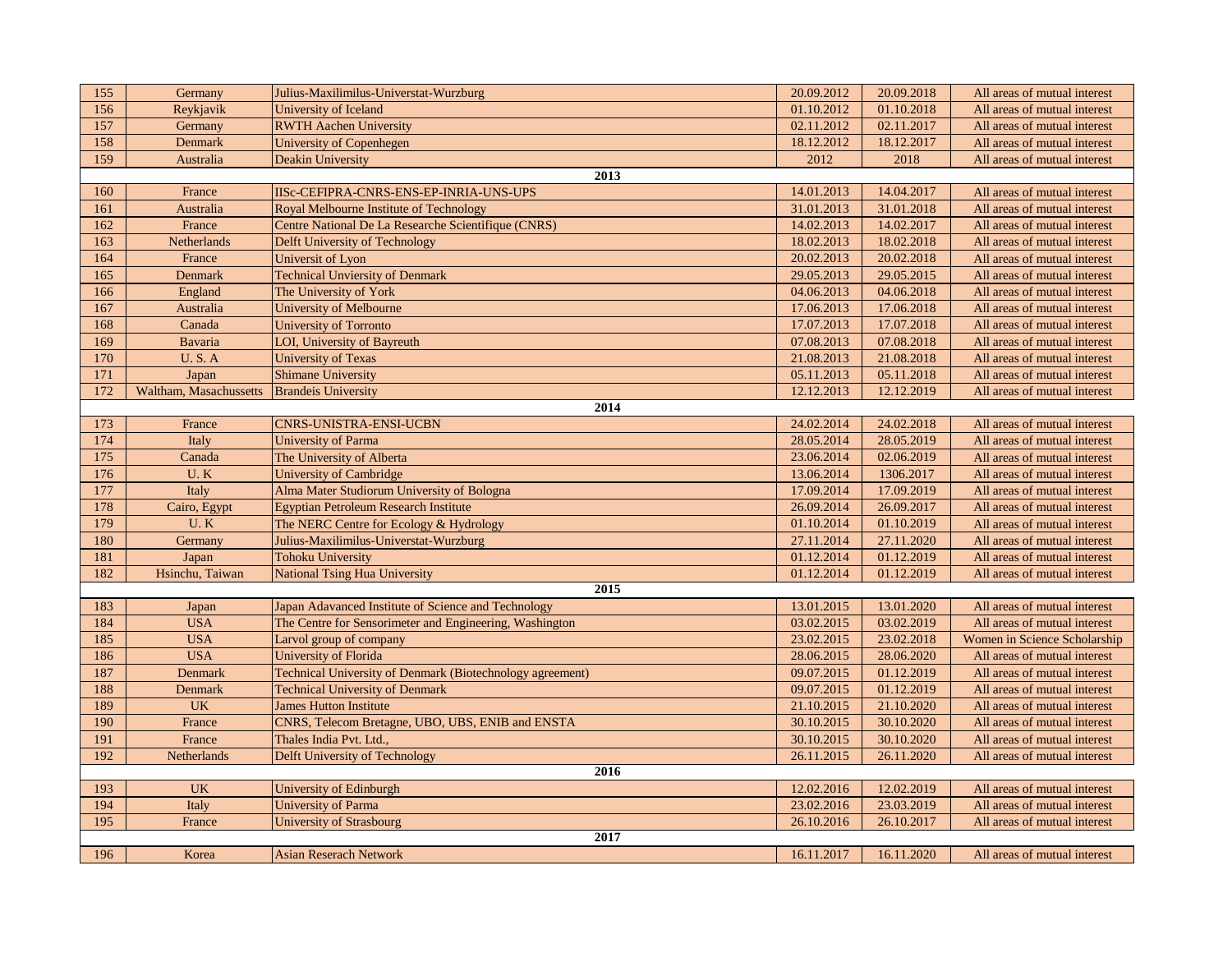| 155 | Germany | Julius-Maxilimilus-Universtat-Wurzburg | 20.09.2012 | 20.09.2018 | All areas of mutual interest |
|---|---|---|---|---|---|
| 156 | Reykjavik | University of Iceland | 01.10.2012 | 01.10.2018 | All areas of mutual interest |
| 157 | Germany | RWTH Aachen University | 02.11.2012 | 02.11.2017 | All areas of mutual interest |
| 158 | Denmark | University of Copenhegen | 18.12.2012 | 18.12.2017 | All areas of mutual interest |
| 159 | Australia | Deakin University | 2012 | 2018 | All areas of mutual interest |
| | | **2013** | | | |
| 160 | France | IISc-CEFIPRA-CNRS-ENS-EP-INRIA-UNS-UPS | 14.01.2013 | 14.04.2017 | All areas of mutual interest |
| 161 | Australia | Royal Melbourne Institute of Technology | 31.01.2013 | 31.01.2018 | All areas of mutual interest |
| 162 | France | Centre National De La Researche Scientifique (CNRS) | 14.02.2013 | 14.02.2017 | All areas of mutual interest |
| 163 | Netherlands | Delft University of Technology | 18.02.2013 | 18.02.2018 | All areas of mutual interest |
| 164 | France | Universit of Lyon | 20.02.2013 | 20.02.2018 | All areas of mutual interest |
| 165 | Denmark | Technical Unviersity of Denmark | 29.05.2013 | 29.05.2015 | All areas of mutual interest |
| 166 | England | The University of York | 04.06.2013 | 04.06.2018 | All areas of mutual interest |
| 167 | Australia | University of Melbourne | 17.06.2013 | 17.06.2018 | All areas of mutual interest |
| 168 | Canada | University of Torronto | 17.07.2013 | 17.07.2018 | All areas of mutual interest |
| 169 | Bavaria | LOI, University of Bayreuth | 07.08.2013 | 07.08.2018 | All areas of mutual interest |
| 170 | U. S. A | University of Texas | 21.08.2013 | 21.08.2018 | All areas of mutual interest |
| 171 | Japan | Shimane University | 05.11.2013 | 05.11.2018 | All areas of mutual interest |
| 172 | Waltham, Masachussetts | Brandeis University | 12.12.2013 | 12.12.2019 | All areas of mutual interest |
| | | **2014** | | | |
| 173 | France | CNRS-UNISTRA-ENSI-UCBN | 24.02.2014 | 24.02.2018 | All areas of mutual interest |
| 174 | Italy | University of Parma | 28.05.2014 | 28.05.2019 | All areas of mutual interest |
| 175 | Canada | The University of Alberta | 23.06.2014 | 02.06.2019 | All areas of mutual interest |
| 176 | U. K | University of Cambridge | 13.06.2014 | 1306.2017 | All areas of mutual interest |
| 177 | Italy | Alma Mater Studiorum University of Bologna | 17.09.2014 | 17.09.2019 | All areas of mutual interest |
| 178 | Cairo, Egypt | Egyptian Petroleum Research Institute | 26.09.2014 | 26.09.2017 | All areas of mutual interest |
| 179 | U. K | The NERC Centre for Ecology & Hydrology | 01.10.2014 | 01.10.2019 | All areas of mutual interest |
| 180 | Germany | Julius-Maxilimilus-Universtat-Wurzburg | 27.11.2014 | 27.11.2020 | All areas of mutual interest |
| 181 | Japan | Tohoku University | 01.12.2014 | 01.12.2019 | All areas of mutual interest |
| 182 | Hsinchu, Taiwan | National Tsing Hua University | 01.12.2014 | 01.12.2019 | All areas of mutual interest |
| | | **2015** | | | |
| 183 | Japan | Japan Adavanced Institute of Science and Technology | 13.01.2015 | 13.01.2020 | All areas of mutual interest |
| 184 | USA | The Centre for Sensorimeter and Engineering, Washington | 03.02.2015 | 03.02.2019 | All areas of mutual interest |
| 185 | USA | Larvol group of company | 23.02.2015 | 23.02.2018 | Women in Science Scholarship |
| 186 | USA | University of Florida | 28.06.2015 | 28.06.2020 | All areas of mutual interest |
| 187 | Denmark | Technical University of Denmark (Biotechnology agreement) | 09.07.2015 | 01.12.2019 | All areas of mutual interest |
| 188 | Denmark | Technical University of Denmark | 09.07.2015 | 01.12.2019 | All areas of mutual interest |
| 189 | UK | James Hutton Institute | 21.10.2015 | 21.10.2020 | All areas of mutual interest |
| 190 | France | CNRS, Telecom Bretagne, UBO, UBS, ENIB and ENSTA | 30.10.2015 | 30.10.2020 | All areas of mutual interest |
| 191 | France | Thales India Pvt. Ltd., | 30.10.2015 | 30.10.2020 | All areas of mutual interest |
| 192 | Netherlands | Delft University of Technology | 26.11.2015 | 26.11.2020 | All areas of mutual interest |
| | | **2016** | | | |
| 193 | UK | University of Edinburgh | 12.02.2016 | 12.02.2019 | All areas of mutual interest |
| 194 | Italy | University of Parma | 23.02.2016 | 23.03.2019 | All areas of mutual interest |
| 195 | France | University of Strasbourg | 26.10.2016 | 26.10.2017 | All areas of mutual interest |
| | | **2017** | | | |
| 196 | Korea | Asian Reserach Network | 16.11.2017 | 16.11.2020 | All areas of mutual interest |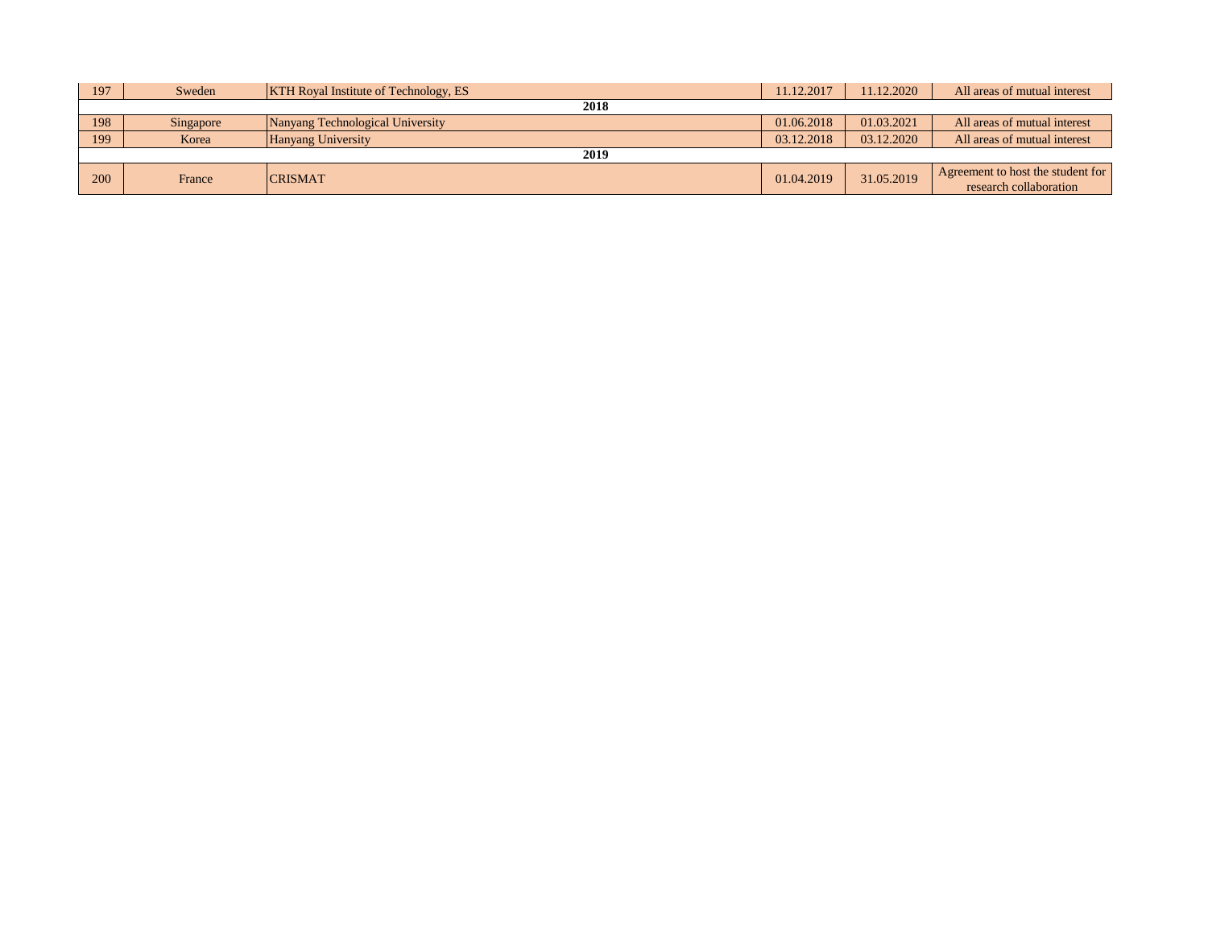| | | | | | |
|---|---|---|---|---|---|
| 197 | Sweden | KTH Royal Institute of Technology, ES | 11.12.2017 | 11.12.2020 | All areas of mutual interest |
| **2018** | | | | | |
| 198 | Singapore | Nanyang Technological University | 01.06.2018 | 01.03.2021 | All areas of mutual interest |
| 199 | Korea | Hanyang University | 03.12.2018 | 03.12.2020 | All areas of mutual interest |
| **2019** | | | | | |
| 200 | France | CRISMAT | 01.04.2019 | 31.05.2019 | Agreement to host the student for research collaboration |